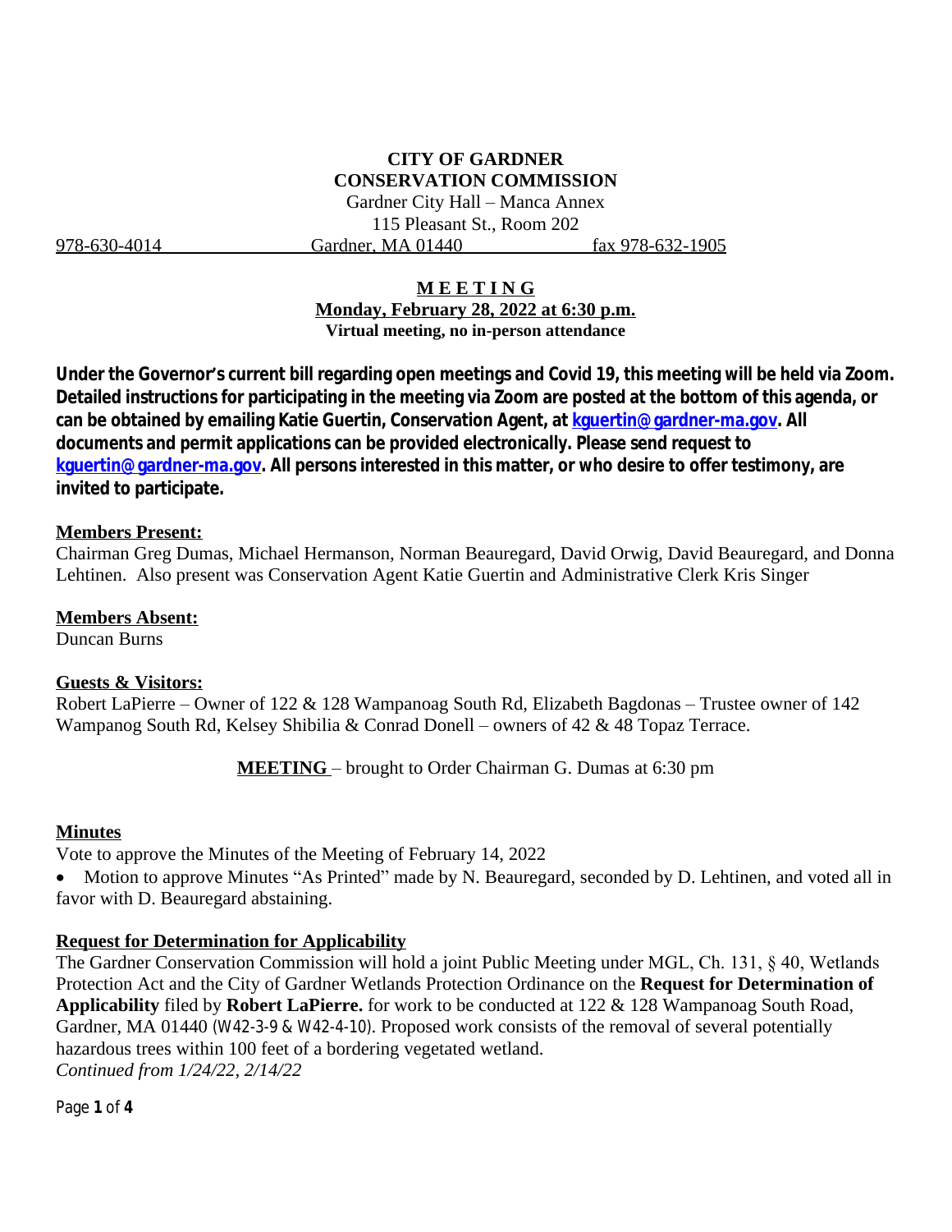**CITY OF GARDNER**
**CONSERVATION COMMISSION**
Gardner City Hall – Manca Annex
115 Pleasant St., Room 202
978-630-4014 Gardner, MA 01440 fax 978-632-1905

# MEETING

**Monday, February 28, 2022 at 6:30 p.m.**
**Virtual meeting, no in-person attendance**

**Under the Governor's current bill regarding open meetings and Covid 19, this meeting will be held via Zoom. Detailed instructions for participating in the meeting via Zoom are posted at the bottom of this agenda, or can be obtained by emailing Katie Guertin, Conservation Agent, at kguertin@gardner-ma.gov. All documents and permit applications can be provided electronically. Please send request to kguertin@gardner-ma.gov. All persons interested in this matter, or who desire to offer testimony, are invited to participate.**

## Members Present:

Chairman Greg Dumas, Michael Hermanson, Norman Beauregard, David Orwig, David Beauregard, and Donna Lehtinen. Also present was Conservation Agent Katie Guertin and Administrative Clerk Kris Singer

## Members Absent:

Duncan Burns

## Guests & Visitors:

Robert LaPierre – Owner of 122 & 128 Wampanoag South Rd, Elizabeth Bagdonas – Trustee owner of 142 Wampanog South Rd, Kelsey Shibilia & Conrad Donell – owners of 42 & 48 Topaz Terrace.

**MEETING** – brought to Order Chairman G. Dumas at 6:30 pm

## Minutes

Vote to approve the Minutes of the Meeting of February 14, 2022

- Motion to approve Minutes "As Printed" made by N. Beauregard, seconded by D. Lehtinen, and voted all in favor with D. Beauregard abstaining.

## Request for Determination for Applicability

The Gardner Conservation Commission will hold a joint Public Meeting under MGL, Ch. 131, § 40, Wetlands Protection Act and the City of Gardner Wetlands Protection Ordinance on the **Request for Determination of Applicability** filed by **Robert LaPierre.** for work to be conducted at 122 & 128 Wampanoag South Road, Gardner, MA 01440 (W42-3-9 & W42-4-10). Proposed work consists of the removal of several potentially hazardous trees within 100 feet of a bordering vegetated wetland.
*Continued from 1/24/22, 2/14/22*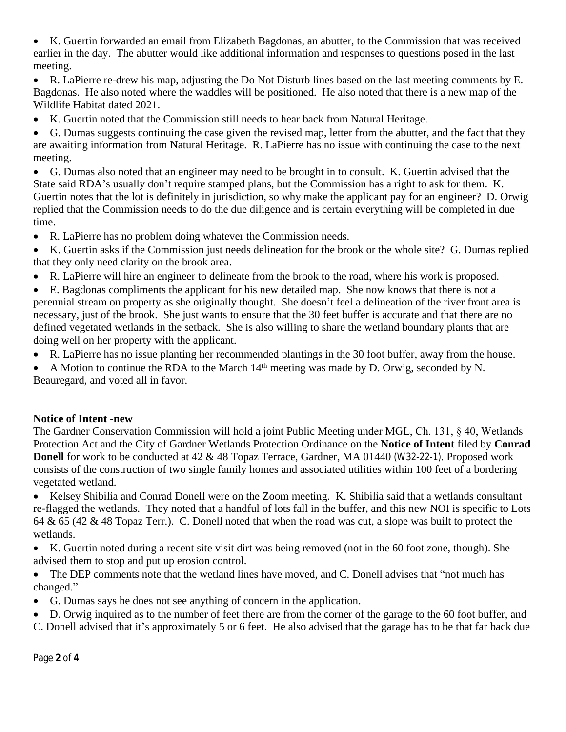- K. Guertin forwarded an email from Elizabeth Bagdonas, an abutter, to the Commission that was received earlier in the day. The abutter would like additional information and responses to questions posed in the last meeting.
- R. LaPierre re-drew his map, adjusting the Do Not Disturb lines based on the last meeting comments by E. Bagdonas. He also noted where the waddles will be positioned. He also noted that there is a new map of the Wildlife Habitat dated 2021.
- K. Guertin noted that the Commission still needs to hear back from Natural Heritage.
- G. Dumas suggests continuing the case given the revised map, letter from the abutter, and the fact that they are awaiting information from Natural Heritage. R. LaPierre has no issue with continuing the case to the next meeting.
- G. Dumas also noted that an engineer may need to be brought in to consult. K. Guertin advised that the State said RDA's usually don't require stamped plans, but the Commission has a right to ask for them. K. Guertin notes that the lot is definitely in jurisdiction, so why make the applicant pay for an engineer? D. Orwig replied that the Commission needs to do the due diligence and is certain everything will be completed in due time.
- R. LaPierre has no problem doing whatever the Commission needs.
- K. Guertin asks if the Commission just needs delineation for the brook or the whole site? G. Dumas replied that they only need clarity on the brook area.
- R. LaPierre will hire an engineer to delineate from the brook to the road, where his work is proposed.
- E. Bagdonas compliments the applicant for his new detailed map. She now knows that there is not a perennial stream on property as she originally thought. She doesn't feel a delineation of the river front area is necessary, just of the brook. She just wants to ensure that the 30 feet buffer is accurate and that there are no defined vegetated wetlands in the setback. She is also willing to share the wetland boundary plants that are doing well on her property with the applicant.
- R. LaPierre has no issue planting her recommended plantings in the 30 foot buffer, away from the house.
- A Motion to continue the RDA to the March 14th meeting was made by D. Orwig, seconded by N. Beauregard, and voted all in favor.

**Notice of Intent -new**

The Gardner Conservation Commission will hold a joint Public Meeting under MGL, Ch. 131, § 40, Wetlands Protection Act and the City of Gardner Wetlands Protection Ordinance on the **Notice of Intent** filed by **Conrad Donell** for work to be conducted at 42 & 48 Topaz Terrace, Gardner, MA 01440 (W32-22-1). Proposed work consists of the construction of two single family homes and associated utilities within 100 feet of a bordering vegetated wetland.

- Kelsey Shibilia and Conrad Donell were on the Zoom meeting. K. Shibilia said that a wetlands consultant re-flagged the wetlands. They noted that a handful of lots fall in the buffer, and this new NOI is specific to Lots 64 & 65 (42 & 48 Topaz Terr.). C. Donell noted that when the road was cut, a slope was built to protect the wetlands.
- K. Guertin noted during a recent site visit dirt was being removed (not in the 60 foot zone, though). She advised them to stop and put up erosion control.
- The DEP comments note that the wetland lines have moved, and C. Donell advises that "not much has changed."
- G. Dumas says he does not see anything of concern in the application.
- D. Orwig inquired as to the number of feet there are from the corner of the garage to the 60 foot buffer, and C. Donell advised that it's approximately 5 or 6 feet. He also advised that the garage has to be that far back due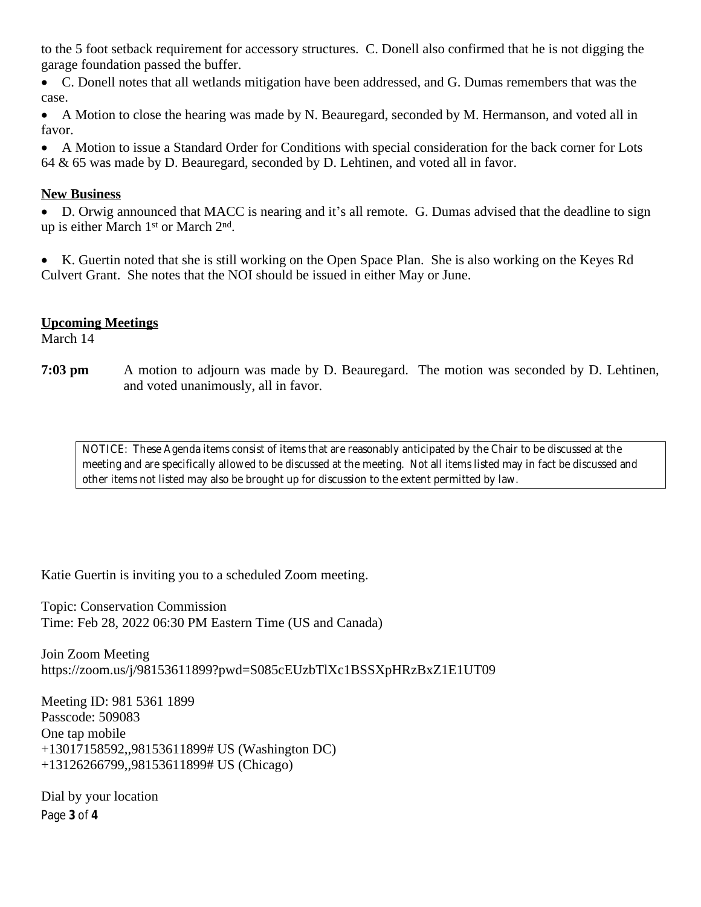to the 5 foot setback requirement for accessory structures. C. Donell also confirmed that he is not digging the garage foundation passed the buffer.

- C. Donell notes that all wetlands mitigation have been addressed, and G. Dumas remembers that was the case.
- A Motion to close the hearing was made by N. Beauregard, seconded by M. Hermanson, and voted all in favor.
- A Motion to issue a Standard Order for Conditions with special consideration for the back corner for Lots 64 & 65 was made by D. Beauregard, seconded by D. Lehtinen, and voted all in favor.

**New Business**

- D. Orwig announced that MACC is nearing and it's all remote. G. Dumas advised that the deadline to sign up is either March 1st or March 2nd.

- K. Guertin noted that she is still working on the Open Space Plan. She is also working on the Keyes Rd Culvert Grant. She notes that the NOI should be issued in either May or June.

**Upcoming Meetings**

March 14

**7:03 pm** A motion to adjourn was made by D. Beauregard. The motion was seconded by D. Lehtinen, and voted unanimously, all in favor.

NOTICE: These Agenda items consist of items that are reasonably anticipated by the Chair to be discussed at the meeting and are specifically allowed to be discussed at the meeting. Not all items listed may in fact be discussed and other items not listed may also be brought up for discussion to the extent permitted by law.

Katie Guertin is inviting you to a scheduled Zoom meeting.

Topic: Conservation Commission
Time: Feb 28, 2022 06:30 PM Eastern Time (US and Canada)

Join Zoom Meeting
https://zoom.us/j/98153611899?pwd=S085cEUzbTlXc1BSSXpHRzBxZ1E1UT09

Meeting ID: 981 5361 1899
Passcode: 509083
One tap mobile
+13017158592,,98153611899# US (Washington DC)
+13126266799,,98153611899# US (Chicago)

Dial by your location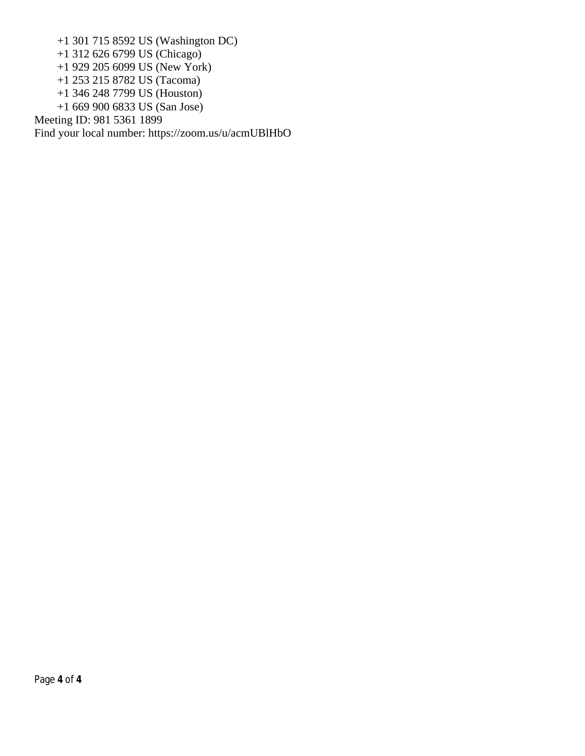+1 301 715 8592 US (Washington DC)
+1 312 626 6799 US (Chicago)
+1 929 205 6099 US (New York)
+1 253 215 8782 US (Tacoma)
+1 346 248 7799 US (Houston)
+1 669 900 6833 US (San Jose)

Meeting ID: 981 5361 1899

Find your local number: https://zoom.us/u/acmUBlHbO